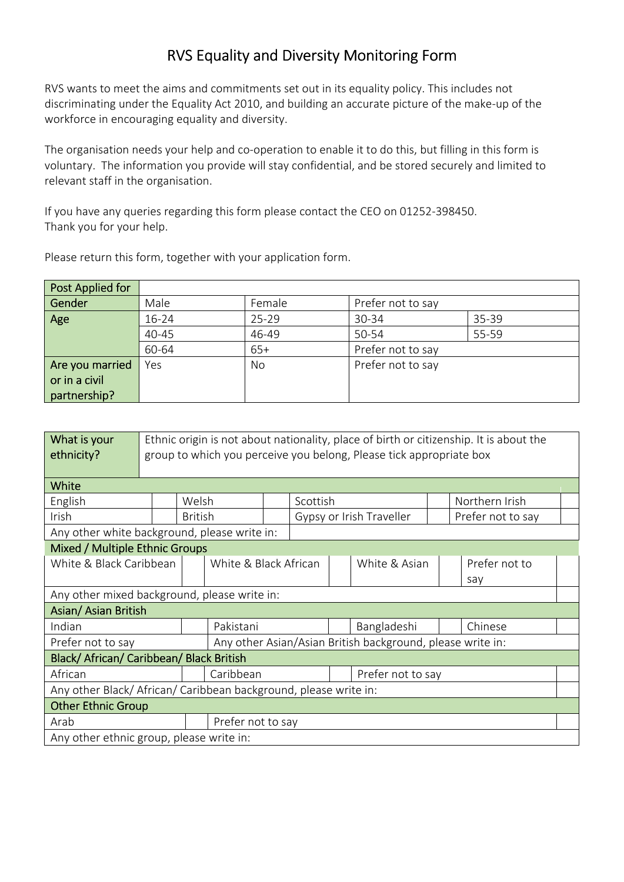# RVS Equality and Diversity Monitoring Form

RVS wants to meet the aims and commitments set out in its equality policy. This includes not discriminating under the Equality Act 2010, and building an accurate picture of the make-up of the workforce in encouraging equality and diversity.

The organisation needs your help and co-operation to enable it to do this, but filling in this form is voluntary. The information you provide will stay confidential, and be stored securely and limited to relevant staff in the organisation.

If you have any queries regarding this form please contact the CEO on 01252-398450.
Thank you for your help.

Please return this form, together with your application form.

| Post Applied for | | | | |
|---|---|---|---|---|
| Gender | Male | Female | Prefer not to say | |
| Age | 16-24 | 25-29 | 30-34 | 35-39 |
| | 40-45 | 46-49 | 50-54 | 55-59 |
| | 60-64 | 65+ | Prefer not to say | |
| Are you married or in a civil partnership? | Yes | No | Prefer not to say | |

| What is your ethnicity? | Ethnic origin is not about nationality, place of birth or citizenship. It is about the group to which you perceive you belong, Please tick appropriate box | | | | | | |
|---|---|---|---|---|---|---|---|
| **White** | | | | | | | |
| English | | Welsh | | Scottish | | Northern Irish | |
| Irish | | British | | Gypsy or Irish Traveller | | Prefer not to say | |
| Any other white background, please write in: | | | | | | | |
| **Mixed / Multiple Ethnic Groups** | | | | | | | |
| White & Black Caribbean | | White & Black African | | White & Asian | | Prefer not to say | |
| Any other mixed background, please write in: | | | | | | | |
| **Asian/ Asian British** | | | | | | | |
| Indian | | Pakistani | | Bangladeshi | | Chinese | |
| Prefer not to say | | Any other Asian/Asian British background, please write in: | | | | | |
| **Black/ African/ Caribbean/ Black British** | | | | | | | |
| African | | Caribbean | | Prefer not to say | | | |
| Any other Black/ African/ Caribbean background, please write in: | | | | | | | |
| **Other Ethnic Group** | | | | | | | |
| Arab | | Prefer not to say | | | | | |
| Any other ethnic group, please write in: | | | | | | | |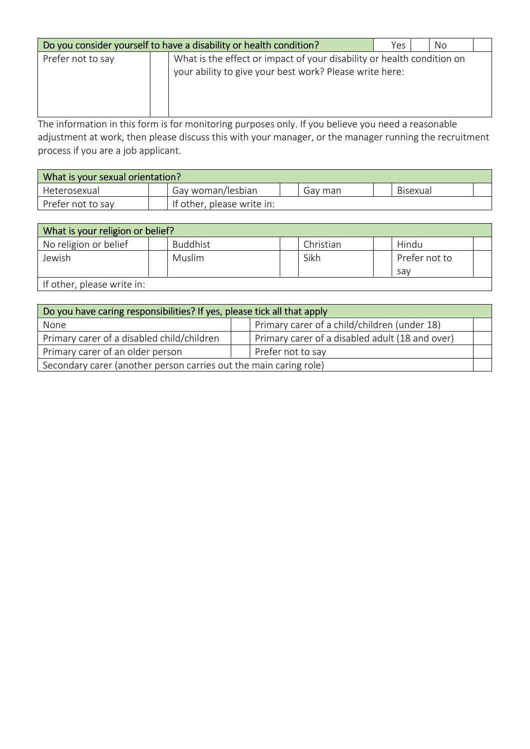| Do you consider yourself to have a disability or health condition? | | Yes | | No | |
|---|---|---|---|---|---|
| Prefer not to say | | What is the effect or impact of your disability or health condition on your ability to give your best work? Please write here: | | | |

The information in this form is for monitoring purposes only. If you believe you need a reasonable adjustment at work, then please discuss this with your manager, or the manager running the recruitment process if you are a job applicant.

| What is your sexual orientation? | | | | | | | |
|---|---|---|---|---|---|---|---|
| Heterosexual | | Gay woman/lesbian | | Gay man | | Bisexual | |
| Prefer not to say | | If other, please write in: | | | | | |

| What is your religion or belief? | | | | | | | |
|---|---|---|---|---|---|---|---|
| No religion or belief | | Buddhist | | Christian | | Hindu | |
| Jewish | | Muslim | | Sikh | | Prefer not to say | |
| If other, please write in: | | | | | | | |

| Do you have caring responsibilities? If yes, please tick all that apply | | | |
|---|---|---|---|
| None | | Primary carer of a child/children (under 18) | |
| Primary carer of a disabled child/children | | Primary carer of a disabled adult (18 and over) | |
| Primary carer of an older person | | Prefer not to say | |
| Secondary carer (another person carries out the main caring role) | | | |